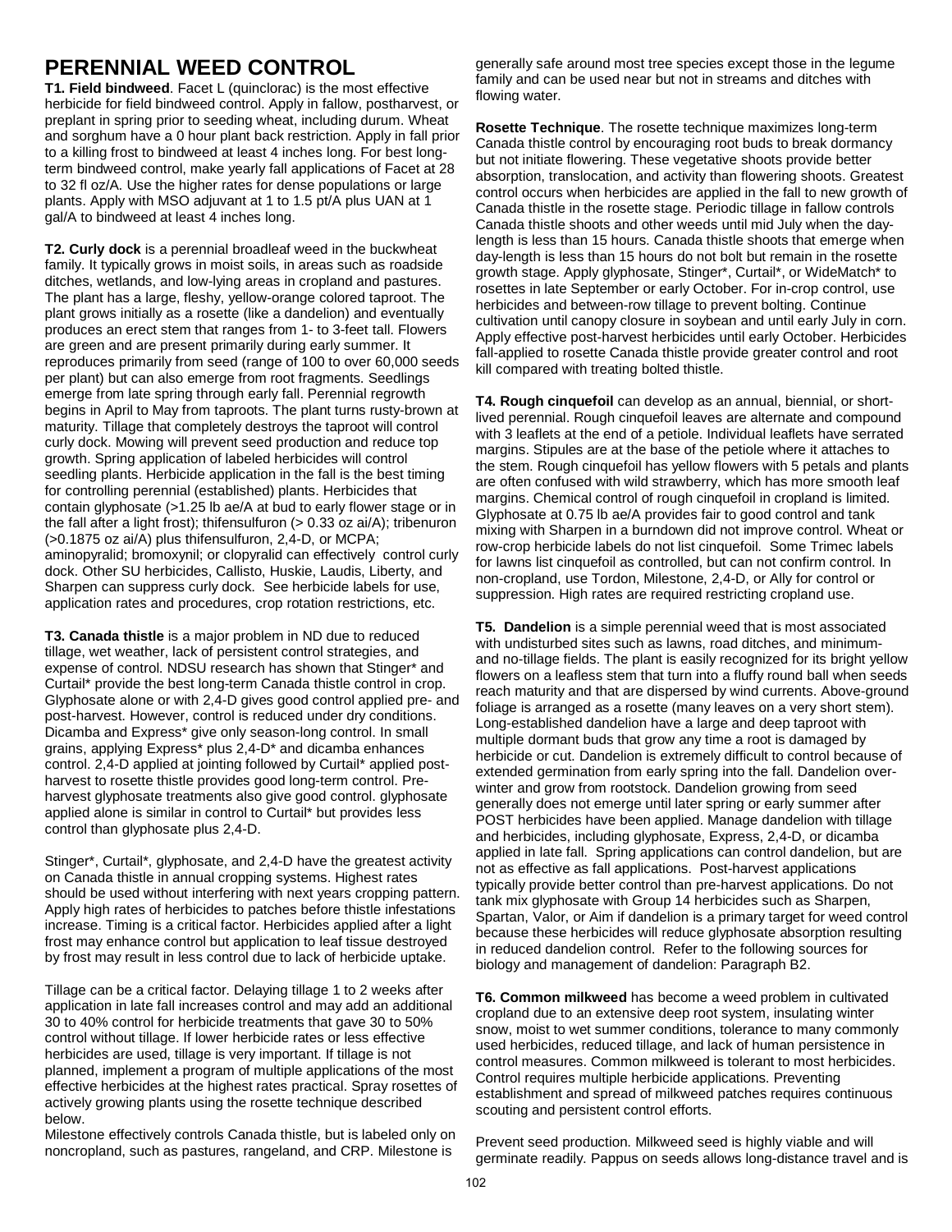# PERENNIAL WEED CONTROL

**T1. Field bindweed**. Facet L (quinclorac) is the most effective herbicide for field bindweed control. Apply in fallow, postharvest, or preplant in spring prior to seeding wheat, including durum. Wheat and sorghum have a 0 hour plant back restriction. Apply in fall prior to a killing frost to bindweed at least 4 inches long. For best long-term bindweed control, make yearly fall applications of Facet at 28 to 32 fl oz/A. Use the higher rates for dense populations or large plants. Apply with MSO adjuvant at 1 to 1.5 pt/A plus UAN at 1 gal/A to bindweed at least 4 inches long.

**T2. Curly dock** is a perennial broadleaf weed in the buckwheat family. It typically grows in moist soils, in areas such as roadside ditches, wetlands, and low-lying areas in cropland and pastures. The plant has a large, fleshy, yellow-orange colored taproot. The plant grows initially as a rosette (like a dandelion) and eventually produces an erect stem that ranges from 1- to 3-feet tall. Flowers are green and are present primarily during early summer. It reproduces primarily from seed (range of 100 to over 60,000 seeds per plant) but can also emerge from root fragments. Seedlings emerge from late spring through early fall. Perennial regrowth begins in April to May from taproots. The plant turns rusty-brown at maturity. Tillage that completely destroys the taproot will control curly dock. Mowing will prevent seed production and reduce top growth. Spring application of labeled herbicides will control seedling plants. Herbicide application in the fall is the best timing for controlling perennial (established) plants. Herbicides that contain glyphosate (>1.25 lb ae/A at bud to early flower stage or in the fall after a light frost); thifensulfuron (> 0.33 oz ai/A); tribenuron (>0.1875 oz ai/A) plus thifensulfuron, 2,4-D, or MCPA; aminopyralid; bromoxynil; or clopyralid can effectively control curly dock. Other SU herbicides, Callisto, Huskie, Laudis, Liberty, and Sharpen can suppress curly dock. See herbicide labels for use, application rates and procedures, crop rotation restrictions, etc.

**T3. Canada thistle** is a major problem in ND due to reduced tillage, wet weather, lack of persistent control strategies, and expense of control. NDSU research has shown that Stinger* and Curtail* provide the best long-term Canada thistle control in crop. Glyphosate alone or with 2,4-D gives good control applied pre- and post-harvest. However, control is reduced under dry conditions. Dicamba and Express* give only season-long control. In small grains, applying Express* plus 2,4-D* and dicamba enhances control. 2,4-D applied at jointing followed by Curtail* applied post-harvest to rosette thistle provides good long-term control. Pre-harvest glyphosate treatments also give good control. glyphosate applied alone is similar in control to Curtail* but provides less control than glyphosate plus 2,4-D.

Stinger*, Curtail*, glyphosate, and 2,4-D have the greatest activity on Canada thistle in annual cropping systems. Highest rates should be used without interfering with next years cropping pattern. Apply high rates of herbicides to patches before thistle infestations increase. Timing is a critical factor. Herbicides applied after a light frost may enhance control but application to leaf tissue destroyed by frost may result in less control due to lack of herbicide uptake.

Tillage can be a critical factor. Delaying tillage 1 to 2 weeks after application in late fall increases control and may add an additional 30 to 40% control for herbicide treatments that gave 30 to 50% control without tillage. If lower herbicide rates or less effective herbicides are used, tillage is very important. If tillage is not planned, implement a program of multiple applications of the most effective herbicides at the highest rates practical. Spray rosettes of actively growing plants using the rosette technique described below.

Milestone effectively controls Canada thistle, but is labeled only on noncropland, such as pastures, rangeland, and CRP. Milestone is generally safe around most tree species except those in the legume family and can be used near but not in streams and ditches with flowing water.

**Rosette Technique**. The rosette technique maximizes long-term Canada thistle control by encouraging root buds to break dormancy but not initiate flowering. These vegetative shoots provide better absorption, translocation, and activity than flowering shoots. Greatest control occurs when herbicides are applied in the fall to new growth of Canada thistle in the rosette stage. Periodic tillage in fallow controls Canada thistle shoots and other weeds until mid July when the day-length is less than 15 hours. Canada thistle shoots that emerge when day-length is less than 15 hours do not bolt but remain in the rosette growth stage. Apply glyphosate, Stinger*, Curtail*, or WideMatch* to rosettes in late September or early October. For in-crop control, use herbicides and between-row tillage to prevent bolting. Continue cultivation until canopy closure in soybean and until early July in corn. Apply effective post-harvest herbicides until early October. Herbicides fall-applied to rosette Canada thistle provide greater control and root kill compared with treating bolted thistle.

**T4. Rough cinquefoil** can develop as an annual, biennial, or short-lived perennial. Rough cinquefoil leaves are alternate and compound with 3 leaflets at the end of a petiole. Individual leaflets have serrated margins. Stipules are at the base of the petiole where it attaches to the stem. Rough cinquefoil has yellow flowers with 5 petals and plants are often confused with wild strawberry, which has more smooth leaf margins. Chemical control of rough cinquefoil in cropland is limited. Glyphosate at 0.75 lb ae/A provides fair to good control and tank mixing with Sharpen in a burndown did not improve control. Wheat or row-crop herbicide labels do not list cinquefoil. Some Trimec labels for lawns list cinquefoil as controlled, but can not confirm control. In non-cropland, use Tordon, Milestone, 2,4-D, or Ally for control or suppression. High rates are required restricting cropland use.

**T5. Dandelion** is a simple perennial weed that is most associated with undisturbed sites such as lawns, road ditches, and minimum- and no-tillage fields. The plant is easily recognized for its bright yellow flowers on a leafless stem that turn into a fluffy round ball when seeds reach maturity and that are dispersed by wind currents. Above-ground foliage is arranged as a rosette (many leaves on a very short stem). Long-established dandelion have a large and deep taproot with multiple dormant buds that grow any time a root is damaged by herbicide or cut. Dandelion is extremely difficult to control because of extended germination from early spring into the fall. Dandelion over-winter and grow from rootstock. Dandelion growing from seed generally does not emerge until later spring or early summer after POST herbicides have been applied. Manage dandelion with tillage and herbicides, including glyphosate, Express, 2,4-D, or dicamba applied in late fall. Spring applications can control dandelion, but are not as effective as fall applications. Post-harvest applications typically provide better control than pre-harvest applications. Do not tank mix glyphosate with Group 14 herbicides such as Sharpen, Spartan, Valor, or Aim if dandelion is a primary target for weed control because these herbicides will reduce glyphosate absorption resulting in reduced dandelion control. Refer to the following sources for biology and management of dandelion: Paragraph B2.

**T6. Common milkweed** has become a weed problem in cultivated cropland due to an extensive deep root system, insulating winter snow, moist to wet summer conditions, tolerance to many commonly used herbicides, reduced tillage, and lack of human persistence in control measures. Common milkweed is tolerant to most herbicides. Control requires multiple herbicide applications. Preventing establishment and spread of milkweed patches requires continuous scouting and persistent control efforts.

Prevent seed production. Milkweed seed is highly viable and will germinate readily. Pappus on seeds allows long-distance travel and is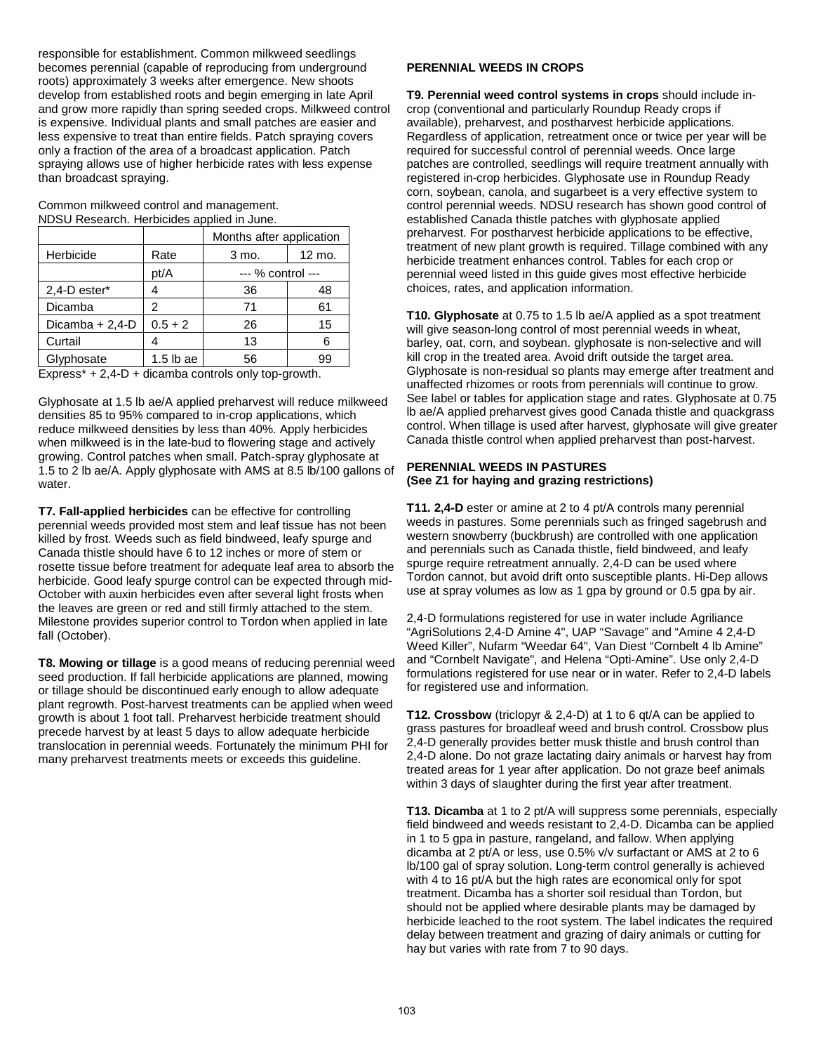responsible for establishment. Common milkweed seedlings becomes perennial (capable of reproducing from underground roots) approximately 3 weeks after emergence. New shoots develop from established roots and begin emerging in late April and grow more rapidly than spring seeded crops. Milkweed control is expensive. Individual plants and small patches are easier and less expensive to treat than entire fields. Patch spraying covers only a fraction of the area of a broadcast application. Patch spraying allows use of higher herbicide rates with less expense than broadcast spraying.

Common milkweed control and management.
NDSU Research. Herbicides applied in June.

| | | Months after application | |
|---|---|---|---|
| Herbicide | Rate | 3 mo. | 12 mo. |
| | pt/A | --- % control --- | |
| 2,4-D ester* | 4 | 36 | 48 |
| Dicamba | 2 | 71 | 61 |
| Dicamba + 2,4-D | 0.5 + 2 | 26 | 15 |
| Curtail | 4 | 13 | 6 |
| Glyphosate | 1.5 lb ae | 56 | 99 |

Express* + 2,4-D + dicamba controls only top-growth.

Glyphosate at 1.5 lb ae/A applied preharvest will reduce milkweed densities 85 to 95% compared to in-crop applications, which reduce milkweed densities by less than 40%. Apply herbicides when milkweed is in the late-bud to flowering stage and actively growing. Control patches when small. Patch-spray glyphosate at 1.5 to 2 lb ae/A. Apply glyphosate with AMS at 8.5 lb/100 gallons of water.

**T7. Fall-applied herbicides** can be effective for controlling perennial weeds provided most stem and leaf tissue has not been killed by frost. Weeds such as field bindweed, leafy spurge and Canada thistle should have 6 to 12 inches or more of stem or rosette tissue before treatment for adequate leaf area to absorb the herbicide. Good leafy spurge control can be expected through mid-October with auxin herbicides even after several light frosts when the leaves are green or red and still firmly attached to the stem. Milestone provides superior control to Tordon when applied in late fall (October).

**T8. Mowing or tillage** is a good means of reducing perennial weed seed production. If fall herbicide applications are planned, mowing or tillage should be discontinued early enough to allow adequate plant regrowth. Post-harvest treatments can be applied when weed growth is about 1 foot tall. Preharvest herbicide treatment should precede harvest by at least 5 days to allow adequate herbicide translocation in perennial weeds. Fortunately the minimum PHI for many preharvest treatments meets or exceeds this guideline.

**PERENNIAL WEEDS IN CROPS**

**T9. Perennial weed control systems in crops** should include in-crop (conventional and particularly Roundup Ready crops if available), preharvest, and postharvest herbicide applications. Regardless of application, retreatment once or twice per year will be required for successful control of perennial weeds. Once large patches are controlled, seedlings will require treatment annually with registered in-crop herbicides. Glyphosate use in Roundup Ready corn, soybean, canola, and sugarbeet is a very effective system to control perennial weeds. NDSU research has shown good control of established Canada thistle patches with glyphosate applied preharvest. For postharvest herbicide applications to be effective, treatment of new plant growth is required. Tillage combined with any herbicide treatment enhances control. Tables for each crop or perennial weed listed in this guide gives most effective herbicide choices, rates, and application information.

**T10. Glyphosate** at 0.75 to 1.5 lb ae/A applied as a spot treatment will give season-long control of most perennial weeds in wheat, barley, oat, corn, and soybean. glyphosate is non-selective and will kill crop in the treated area. Avoid drift outside the target area. Glyphosate is non-residual so plants may emerge after treatment and unaffected rhizomes or roots from perennials will continue to grow. See label or tables for application stage and rates. Glyphosate at 0.75 lb ae/A applied preharvest gives good Canada thistle and quackgrass control. When tillage is used after harvest, glyphosate will give greater Canada thistle control when applied preharvest than post-harvest.

**PERENNIAL WEEDS IN PASTURES**
**(See Z1 for haying and grazing restrictions)**

**T11. 2,4-D** ester or amine at 2 to 4 pt/A controls many perennial weeds in pastures. Some perennials such as fringed sagebrush and western snowberry (buckbrush) are controlled with one application and perennials such as Canada thistle, field bindweed, and leafy spurge require retreatment annually. 2,4-D can be used where Tordon cannot, but avoid drift onto susceptible plants. Hi-Dep allows use at spray volumes as low as 1 gpa by ground or 0.5 gpa by air.

2,4-D formulations registered for use in water include Agriliance "AgriSolutions 2,4-D Amine 4", UAP "Savage" and "Amine 4 2,4-D Weed Killer", Nufarm "Weedar 64", Van Diest "Cornbelt 4 lb Amine" and "Cornbelt Navigate", and Helena "Opti-Amine". Use only 2,4-D formulations registered for use near or in water. Refer to 2,4-D labels for registered use and information.

**T12. Crossbow** (triclopyr & 2,4-D) at 1 to 6 qt/A can be applied to grass pastures for broadleaf weed and brush control. Crossbow plus 2,4-D generally provides better musk thistle and brush control than 2,4-D alone. Do not graze lactating dairy animals or harvest hay from treated areas for 1 year after application. Do not graze beef animals within 3 days of slaughter during the first year after treatment.

**T13. Dicamba** at 1 to 2 pt/A will suppress some perennials, especially field bindweed and weeds resistant to 2,4-D. Dicamba can be applied in 1 to 5 gpa in pasture, rangeland, and fallow. When applying dicamba at 2 pt/A or less, use 0.5% v/v surfactant or AMS at 2 to 6 lb/100 gal of spray solution. Long-term control generally is achieved with 4 to 16 pt/A but the high rates are economical only for spot treatment. Dicamba has a shorter soil residual than Tordon, but should not be applied where desirable plants may be damaged by herbicide leached to the root system. The label indicates the required delay between treatment and grazing of dairy animals or cutting for hay but varies with rate from 7 to 90 days.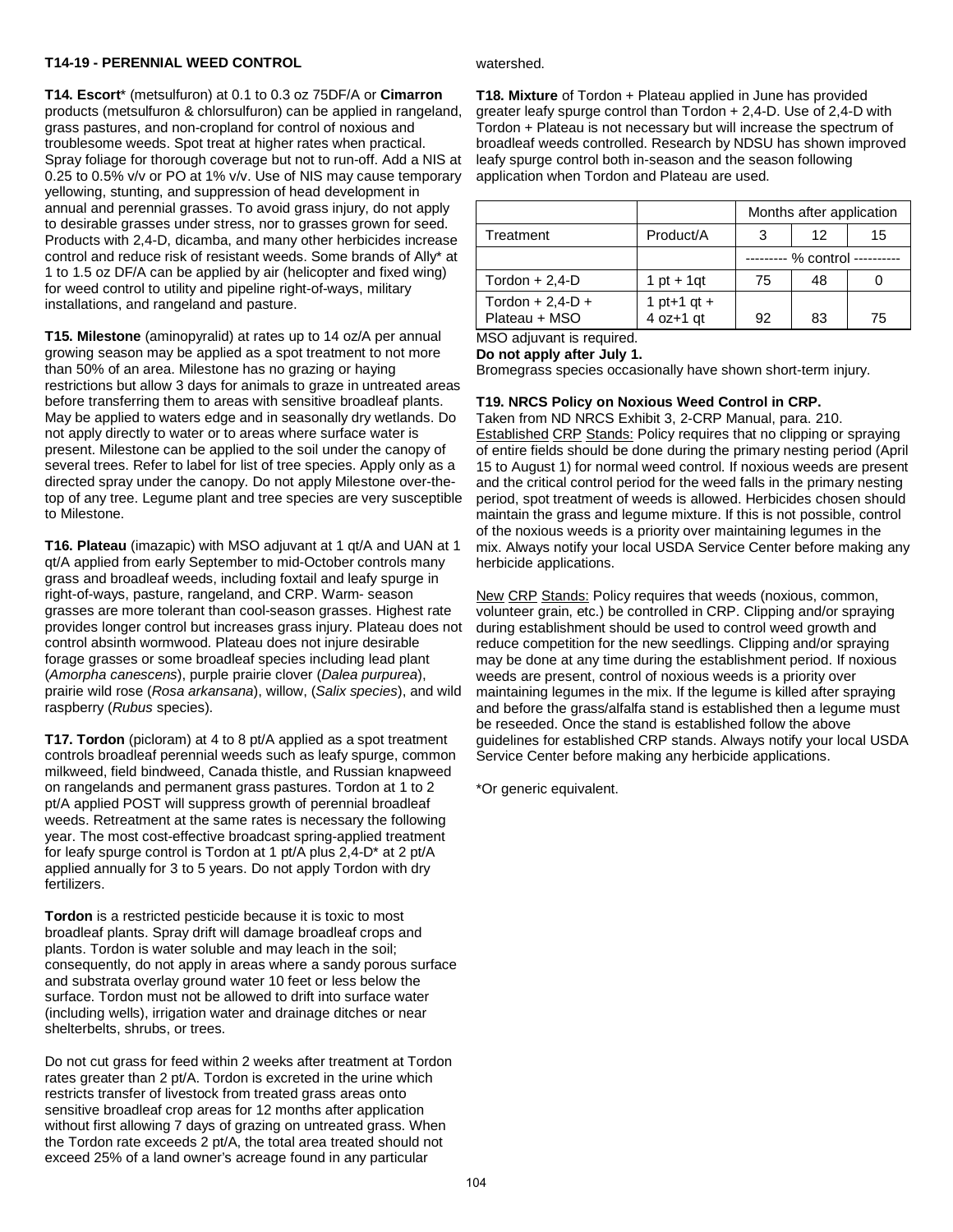**T14-19 - PERENNIAL WEED CONTROL**

**T14. Escort*** (metsulfuron) at 0.1 to 0.3 oz 75DF/A or **Cimarron** products (metsulfuron & chlorsulfuron) can be applied in rangeland, grass pastures, and non-cropland for control of noxious and troublesome weeds. Spot treat at higher rates when practical. Spray foliage for thorough coverage but not to run-off. Add a NIS at 0.25 to 0.5% v/v or PO at 1% v/v. Use of NIS may cause temporary yellowing, stunting, and suppression of head development in annual and perennial grasses. To avoid grass injury, do not apply to desirable grasses under stress, nor to grasses grown for seed. Products with 2,4-D, dicamba, and many other herbicides increase control and reduce risk of resistant weeds. Some brands of Ally* at 1 to 1.5 oz DF/A can be applied by air (helicopter and fixed wing) for weed control to utility and pipeline right-of-ways, military installations, and rangeland and pasture.

**T15. Milestone** (aminopyralid) at rates up to 14 oz/A per annual growing season may be applied as a spot treatment to not more than 50% of an area. Milestone has no grazing or haying restrictions but allow 3 days for animals to graze in untreated areas before transferring them to areas with sensitive broadleaf plants. May be applied to waters edge and in seasonally dry wetlands. Do not apply directly to water or to areas where surface water is present. Milestone can be applied to the soil under the canopy of several trees. Refer to label for list of tree species. Apply only as a directed spray under the canopy. Do not apply Milestone over-the-top of any tree. Legume plant and tree species are very susceptible to Milestone.

**T16. Plateau** (imazapic) with MSO adjuvant at 1 qt/A and UAN at 1 qt/A applied from early September to mid-October controls many grass and broadleaf weeds, including foxtail and leafy spurge in right-of-ways, pasture, rangeland, and CRP. Warm- season grasses are more tolerant than cool-season grasses. Highest rate provides longer control but increases grass injury. Plateau does not control absinth wormwood. Plateau does not injure desirable forage grasses or some broadleaf species including lead plant (*Amorpha canescens*), purple prairie clover (*Dalea purpurea*), prairie wild rose (*Rosa arkansana*), willow, (*Salix species*), and wild raspberry (*Rubus* species).

**T17. Tordon** (picloram) at 4 to 8 pt/A applied as a spot treatment controls broadleaf perennial weeds such as leafy spurge, common milkweed, field bindweed, Canada thistle, and Russian knapweed on rangelands and permanent grass pastures. Tordon at 1 to 2 pt/A applied POST will suppress growth of perennial broadleaf weeds. Retreatment at the same rates is necessary the following year. The most cost-effective broadcast spring-applied treatment for leafy spurge control is Tordon at 1 pt/A plus 2,4-D* at 2 pt/A applied annually for 3 to 5 years. Do not apply Tordon with dry fertilizers.

**Tordon** is a restricted pesticide because it is toxic to most broadleaf plants. Spray drift will damage broadleaf crops and plants. Tordon is water soluble and may leach in the soil; consequently, do not apply in areas where a sandy porous surface and substrata overlay ground water 10 feet or less below the surface. Tordon must not be allowed to drift into surface water (including wells), irrigation water and drainage ditches or near shelterbelts, shrubs, or trees.

Do not cut grass for feed within 2 weeks after treatment at Tordon rates greater than 2 pt/A. Tordon is excreted in the urine which restricts transfer of livestock from treated grass areas onto sensitive broadleaf crop areas for 12 months after application without first allowing 7 days of grazing on untreated grass. When the Tordon rate exceeds 2 pt/A, the total area treated should not exceed 25% of a land owner's acreage found in any particular watershed.

**T18. Mixture** of Tordon + Plateau applied in June has provided greater leafy spurge control than Tordon + 2,4-D. Use of 2,4-D with Tordon + Plateau is not necessary but will increase the spectrum of broadleaf weeds controlled. Research by NDSU has shown improved leafy spurge control both in-season and the season following application when Tordon and Plateau are used.

| | | Months after application | | |
|---|---|---|---|---|
| Treatment | Product/A | 3 | 12 | 15 |
| | | --------- % control ---------- | | |
| Tordon + 2,4-D | 1 pt + 1qt | 75 | 48 | 0 |
| Tordon + 2,4-D + Plateau + MSO | 1 pt+1 qt + 4 oz+1 qt | 92 | 83 | 75 |

MSO adjuvant is required.

**Do not apply after July 1.**

Bromegrass species occasionally have shown short-term injury.

**T19. NRCS Policy on Noxious Weed Control in CRP.**

Taken from ND NRCS Exhibit 3, 2-CRP Manual, para. 210.

Established CRP Stands: Policy requires that no clipping or spraying of entire fields should be done during the primary nesting period (April 15 to August 1) for normal weed control. If noxious weeds are present and the critical control period for the weed falls in the primary nesting period, spot treatment of weeds is allowed. Herbicides chosen should maintain the grass and legume mixture. If this is not possible, control of the noxious weeds is a priority over maintaining legumes in the mix. Always notify your local USDA Service Center before making any herbicide applications.

New CRP Stands: Policy requires that weeds (noxious, common, volunteer grain, etc.) be controlled in CRP. Clipping and/or spraying during establishment should be used to control weed growth and reduce competition for the new seedlings. Clipping and/or spraying may be done at any time during the establishment period. If noxious weeds are present, control of noxious weeds is a priority over maintaining legumes in the mix. If the legume is killed after spraying and before the grass/alfalfa stand is established then a legume must be reseeded. Once the stand is established follow the above guidelines for established CRP stands. Always notify your local USDA Service Center before making any herbicide applications.

*Or generic equivalent.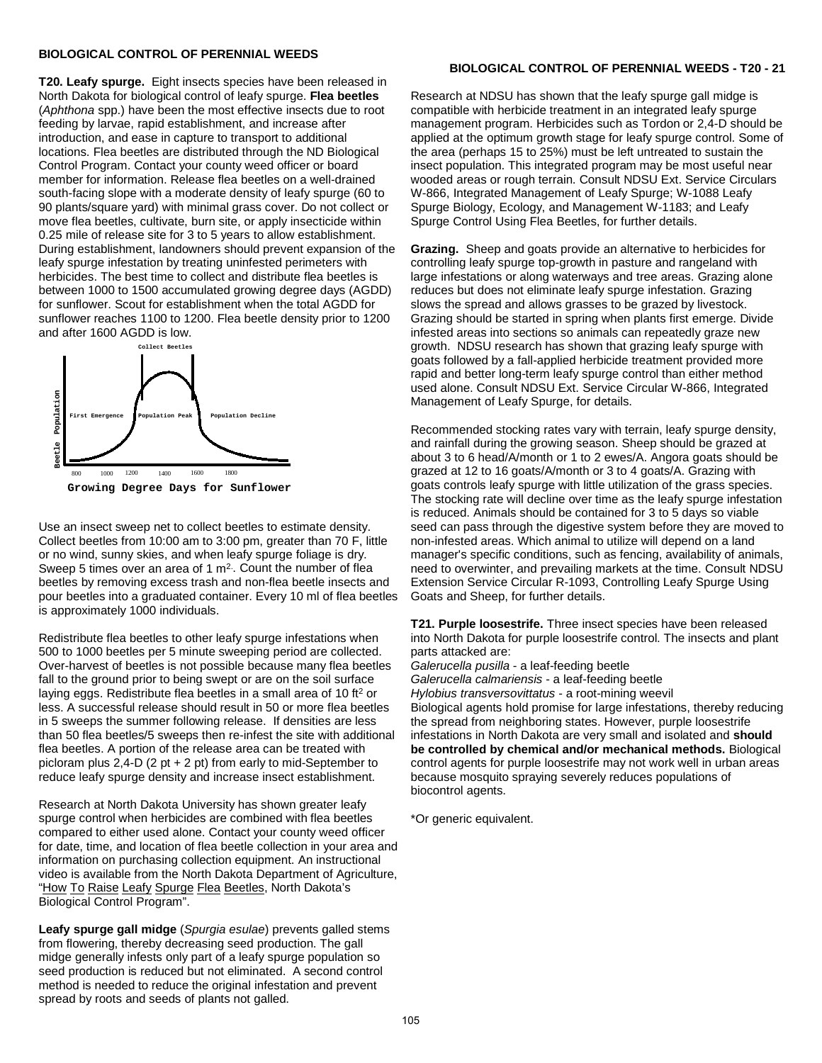## BIOLOGICAL CONTROL OF PERENNIAL WEEDS

**T20. Leafy spurge.** Eight insects species have been released in North Dakota for biological control of leafy spurge. **Flea beetles** (*Aphthona* spp.) have been the most effective insects due to root feeding by larvae, rapid establishment, and increase after introduction, and ease in capture to transport to additional locations. Flea beetles are distributed through the ND Biological Control Program. Contact your county weed officer or board member for information. Release flea beetles on a well-drained south-facing slope with a moderate density of leafy spurge (60 to 90 plants/square yard) with minimal grass cover. Do not collect or move flea beetles, cultivate, burn site, or apply insecticide within 0.25 mile of release site for 3 to 5 years to allow establishment. During establishment, landowners should prevent expansion of the leafy spurge infestation by treating uninfested perimeters with herbicides. The best time to collect and distribute flea beetles is between 1000 to 1500 accumulated growing degree days (AGDD) for sunflower. Scout for establishment when the total AGDD for sunflower reaches 1100 to 1200. Flea beetle density prior to 1200 and after 1600 AGDD is low.

Collect Beetles

Beetle Population

First Emergence

Population Peak

Population Decline

800 1000 1200 1400 1600 1800

Growing Degree Days for Sunflower

Use an insect sweep net to collect beetles to estimate density. Collect beetles from 10:00 am to 3:00 pm, greater than 70 F, little or no wind, sunny skies, and when leafy spurge foliage is dry. Sweep 5 times over an area of 1 $m^2$. Count the number of flea beetles by removing excess trash and non-flea beetle insects and pour beetles into a graduated container. Every 10 ml of flea beetles is approximately 1000 individuals.

Redistribute flea beetles to other leafy spurge infestations when 500 to 1000 beetles per 5 minute sweeping period are collected. Over-harvest of beetles is not possible because many flea beetles fall to the ground prior to being swept or are on the soil surface laying eggs. Redistribute flea beetles in a small area of 10 $ft^2$ or less. A successful release should result in 50 or more flea beetles in 5 sweeps the summer following release. If densities are less than 50 flea beetles/5 sweeps then re-infest the site with additional flea beetles. A portion of the release area can be treated with picloram plus 2,4-D (2 pt + 2 pt) from early to mid-September to reduce leafy spurge density and increase insect establishment.

Research at North Dakota University has shown greater leafy spurge control when herbicides are combined with flea beetles compared to either used alone. Contact your county weed officer for date, time, and location of flea beetle collection in your area and information on purchasing collection equipment. An instructional video is available from the North Dakota Department of Agriculture, "How To Raise Leafy Spurge Flea Beetles, North Dakota's Biological Control Program".

**Leafy spurge gall midge** (*Spurgia esulae*) prevents galled stems from flowering, thereby decreasing seed production. The gall midge generally infests only part of a leafy spurge population so seed production is reduced but not eliminated. A second control method is needed to reduce the original infestation and prevent spread by roots and seeds of plants not galled.

Research at NDSU has shown that the leafy spurge gall midge is compatible with herbicide treatment in an integrated leafy spurge management program. Herbicides such as Tordon or 2,4-D should be applied at the optimum growth stage for leafy spurge control. Some of the area (perhaps 15 to 25%) must be left untreated to sustain the insect population. This integrated program may be most useful near wooded areas or rough terrain. Consult NDSU Ext. Service Circulars W-866, Integrated Management of Leafy Spurge; W-1088 Leafy Spurge Biology, Ecology, and Management W-1183; and Leafy Spurge Control Using Flea Beetles, for further details.

**Grazing.** Sheep and goats provide an alternative to herbicides for controlling leafy spurge top-growth in pasture and rangeland with large infestations or along waterways and tree areas. Grazing alone reduces but does not eliminate leafy spurge infestation. Grazing slows the spread and allows grasses to be grazed by livestock. Grazing should be started in spring when plants first emerge. Divide infested areas into sections so animals can repeatedly graze new growth. NDSU research has shown that grazing leafy spurge with goats followed by a fall-applied herbicide treatment provided more rapid and better long-term leafy spurge control than either method used alone. Consult NDSU Ext. Service Circular W-866, Integrated Management of Leafy Spurge, for details.

Recommended stocking rates vary with terrain, leafy spurge density, and rainfall during the growing season. Sheep should be grazed at about 3 to 6 head/A/month or 1 to 2 ewes/A. Angora goats should be grazed at 12 to 16 goats/A/month or 3 to 4 goats/A. Grazing with goats controls leafy spurge with little utilization of the grass species. The stocking rate will decline over time as the leafy spurge infestation is reduced. Animals should be contained for 3 to 5 days so viable seed can pass through the digestive system before they are moved to non-infested areas. Which animal to utilize will depend on a land manager's specific conditions, such as fencing, availability of animals, need to overwinter, and prevailing markets at the time. Consult NDSU Extension Service Circular R-1093, Controlling Leafy Spurge Using Goats and Sheep, for further details.

**T21. Purple loosestrife.** Three insect species have been released into North Dakota for purple loosestrife control. The insects and plant parts attacked are:

*Galerucella pusilla* - a leaf-feeding beetle
*Galerucella calmariensis* - a leaf-feeding beetle
*Hylobius transversovittatus* - a root-mining weevil

Biological agents hold promise for large infestations, thereby reducing the spread from neighboring states. However, purple loosestrife infestations in North Dakota are very small and isolated and **should be controlled by chemical and/or mechanical methods.** Biological control agents for purple loosestrife may not work well in urban areas because mosquito spraying severely reduces populations of biocontrol agents.

*Or generic equivalent.